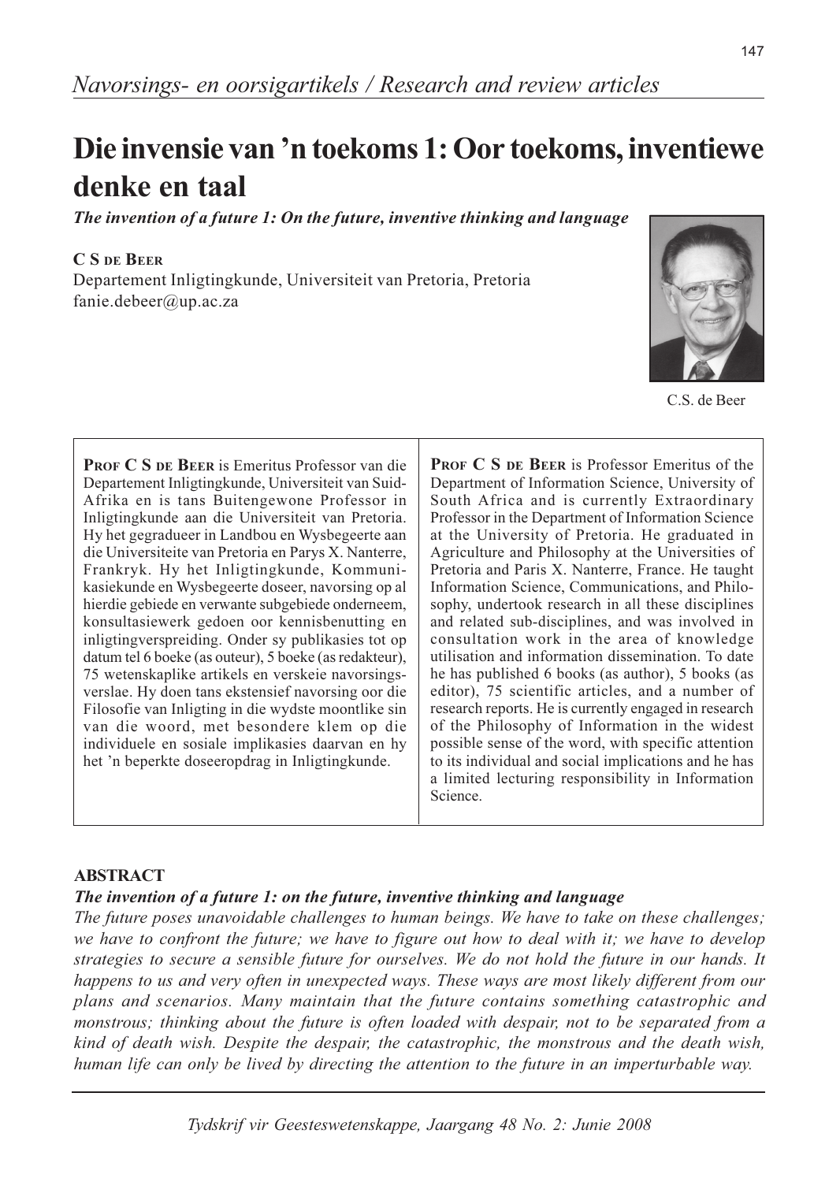*Navorsings- en oorsigartikels / Research and review articles*

# Die invensie van 'n toekoms 1: Oor toekoms, inventiewe denke en taal

***The invention of a future 1: On the future, inventive thinking and language***

**C S de Beer**
Departement Inligtingkunde, Universiteit van Pretoria, Pretoria
fanie.debeer@up.ac.za

C.S. de Beer

**Prof C S de Beer** is Emeritus Professor van die Departement Inligtingkunde, Universiteit van Suid-Afrika en is tans Buitengewone Professor in Inligtingkunde aan die Universiteit van Pretoria. Hy het gegradueer in Landbou en Wysbegeerte aan die Universiteite van Pretoria en Parys X. Nanterre, Frankryk. Hy het Inligtingkunde, Kommunikasiekunde en Wysbegeerte doseer, navorsing op al hierdie gebiede en verwante subgebiede onderneem, konsultasiewerk gedoen oor kennisbenutting en inligtingverspreiding. Onder sy publikasies tot op datum tel 6 boeke (as outeur), 5 boeke (as redakteur), 75 wetenskaplike artikels en verskeie navorsingsverslae. Hy doen tans ekstensief navorsing oor die Filosofie van Inligting in die wydste moontlike sin van die woord, met besondere klem op die individuele en sosiale implikasies daarvan en hy het 'n beperkte doseeropdrag in Inligtingkunde.

**Prof C S de Beer** is Professor Emeritus of the Department of Information Science, University of South Africa and is currently Extraordinary Professor in the Department of Information Science at the University of Pretoria. He graduated in Agriculture and Philosophy at the Universities of Pretoria and Paris X. Nanterre, France. He taught Information Science, Communications, and Philosophy, undertook research in all these disciplines and related sub-disciplines, and was involved in consultation work in the area of knowledge utilisation and information dissemination. To date he has published 6 books (as author), 5 books (as editor), 75 scientific articles, and a number of research reports. He is currently engaged in research of the Philosophy of Information in the widest possible sense of the word, with specific attention to its individual and social implications and he has a limited lecturing responsibility in Information Science.

## ABSTRACT

***The invention of a future 1: on the future, inventive thinking and language***

*The future poses unavoidable challenges to human beings. We have to take on these challenges; we have to confront the future; we have to figure out how to deal with it; we have to develop strategies to secure a sensible future for ourselves. We do not hold the future in our hands. It happens to us and very often in unexpected ways. These ways are most likely different from our plans and scenarios. Many maintain that the future contains something catastrophic and monstrous; thinking about the future is often loaded with despair, not to be separated from a kind of death wish. Despite the despair, the catastrophic, the monstrous and the death wish, human life can only be lived by directing the attention to the future in an imperturbable way.*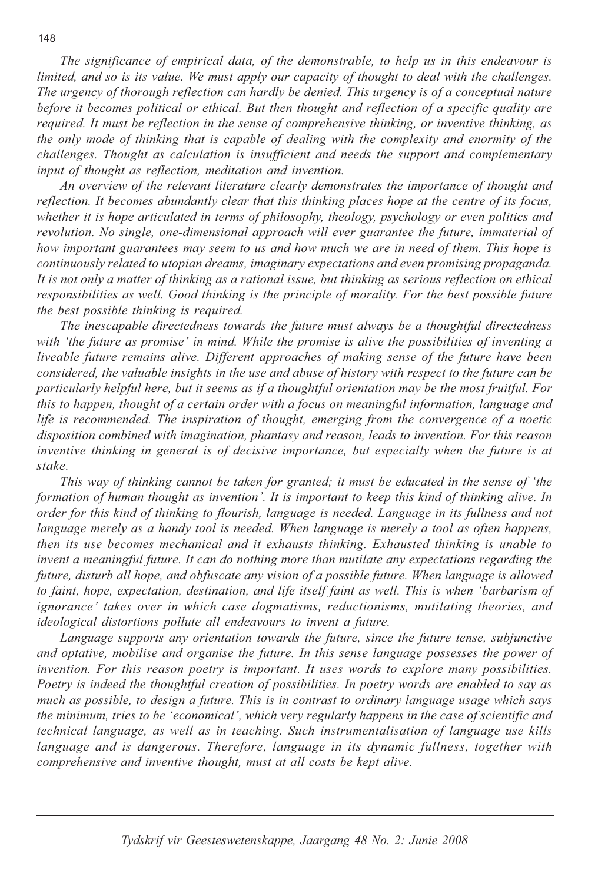*The significance of empirical data, of the demonstrable, to help us in this endeavour is limited, and so is its value. We must apply our capacity of thought to deal with the challenges. The urgency of thorough reflection can hardly be denied. This urgency is of a conceptual nature before it becomes political or ethical. But then thought and reflection of a specific quality are required. It must be reflection in the sense of comprehensive thinking, or inventive thinking, as the only mode of thinking that is capable of dealing with the complexity and enormity of the challenges. Thought as calculation is insufficient and needs the support and complementary input of thought as reflection, meditation and invention.*

*An overview of the relevant literature clearly demonstrates the importance of thought and reflection. It becomes abundantly clear that this thinking places hope at the centre of its focus, whether it is hope articulated in terms of philosophy, theology, psychology or even politics and revolution. No single, one-dimensional approach will ever guarantee the future, immaterial of how important guarantees may seem to us and how much we are in need of them. This hope is continuously related to utopian dreams, imaginary expectations and even promising propaganda. It is not only a matter of thinking as a rational issue, but thinking as serious reflection on ethical responsibilities as well. Good thinking is the principle of morality. For the best possible future the best possible thinking is required.*

*The inescapable directedness towards the future must always be a thoughtful directedness with 'the future as promise' in mind. While the promise is alive the possibilities of inventing a liveable future remains alive. Different approaches of making sense of the future have been considered, the valuable insights in the use and abuse of history with respect to the future can be particularly helpful here, but it seems as if a thoughtful orientation may be the most fruitful. For this to happen, thought of a certain order with a focus on meaningful information, language and life is recommended. The inspiration of thought, emerging from the convergence of a noetic disposition combined with imagination, phantasy and reason, leads to invention. For this reason inventive thinking in general is of decisive importance, but especially when the future is at stake.*

*This way of thinking cannot be taken for granted; it must be educated in the sense of 'the formation of human thought as invention'. It is important to keep this kind of thinking alive. In order for this kind of thinking to flourish, language is needed. Language in its fullness and not language merely as a handy tool is needed. When language is merely a tool as often happens, then its use becomes mechanical and it exhausts thinking. Exhausted thinking is unable to invent a meaningful future. It can do nothing more than mutilate any expectations regarding the future, disturb all hope, and obfuscate any vision of a possible future. When language is allowed to faint, hope, expectation, destination, and life itself faint as well. This is when 'barbarism of ignorance' takes over in which case dogmatisms, reductionisms, mutilating theories, and ideological distortions pollute all endeavours to invent a future.*

*Language supports any orientation towards the future, since the future tense, subjunctive and optative, mobilise and organise the future. In this sense language possesses the power of invention. For this reason poetry is important. It uses words to explore many possibilities. Poetry is indeed the thoughtful creation of possibilities. In poetry words are enabled to say as much as possible, to design a future. This is in contrast to ordinary language usage which says the minimum, tries to be 'economical', which very regularly happens in the case of scientific and technical language, as well as in teaching. Such instrumentalisation of language use kills language and is dangerous. Therefore, language in its dynamic fullness, together with comprehensive and inventive thought, must at all costs be kept alive.*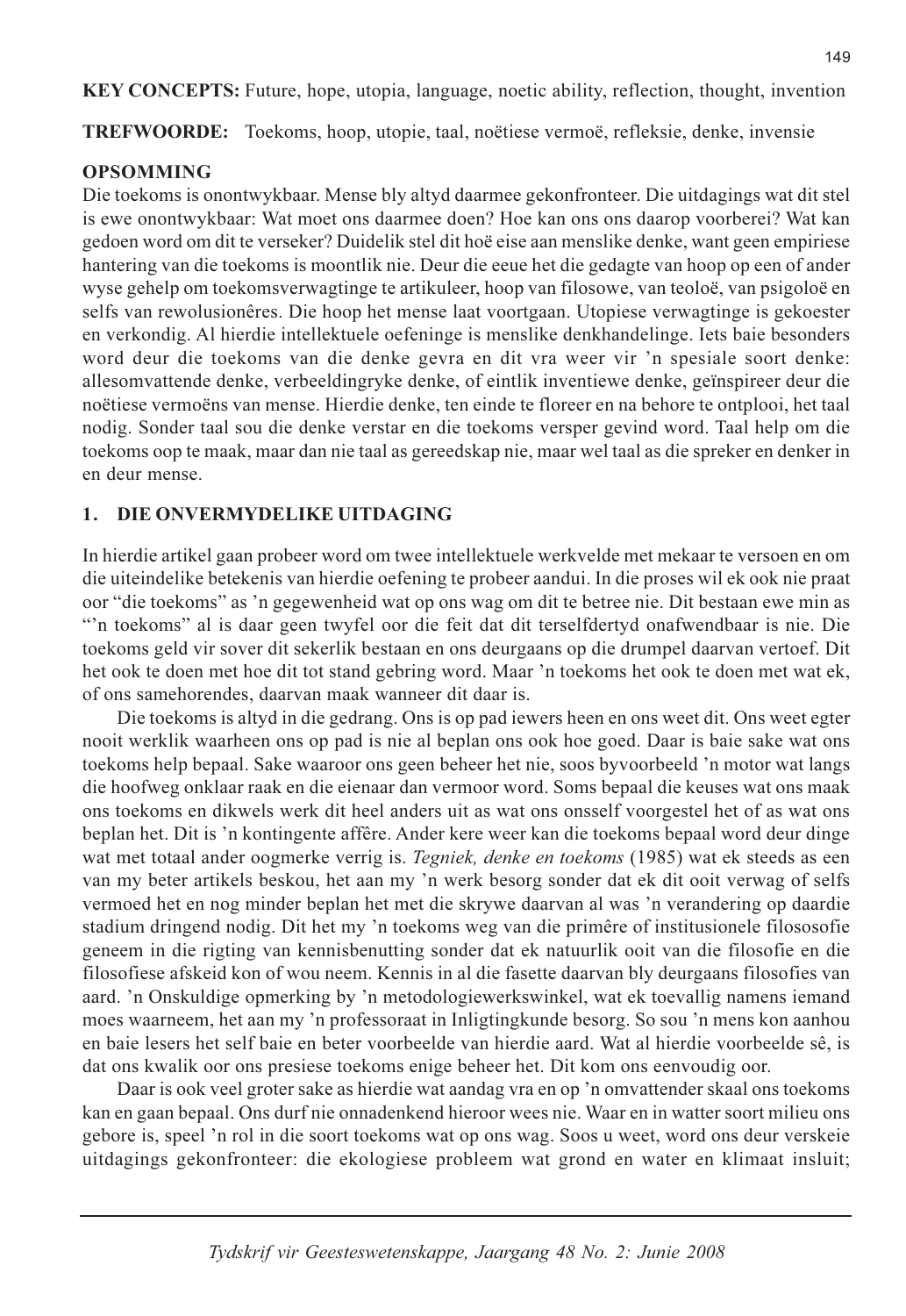**KEY CONCEPTS:** Future, hope, utopia, language, noetic ability, reflection, thought, invention

**TREFWOORDE:** Toekoms, hoop, utopie, taal, noëtiese vermoë, refleksie, denke, invensie

## OPSOMMING

Die toekoms is onontwykbaar. Mense bly altyd daarmee gekonfronteer. Die uitdagings wat dit stel is ewe onontwykbaar: Wat moet ons daarmee doen? Hoe kan ons ons daarop voorberei? Wat kan gedoen word om dit te verseker? Duidelik stel dit hoë eise aan menslike denke, want geen empiriese hantering van die toekoms is moontlik nie. Deur die eeue het die gedagte van hoop op een of ander wyse gehelp om toekomsverwagtinge te artikuleer, hoop van filosowe, van teoloë, van psigoloë en selfs van rewolusionêres. Die hoop het mense laat voortgaan. Utopiese verwagtinge is gekoester en verkondig. Al hierdie intellektuele oefeninge is menslike denkhandelinge. Iets baie besonders word deur die toekoms van die denke gevra en dit vra weer vir 'n spesiale soort denke: allesomvattende denke, verbeeldingryke denke, of eintlik inventiewe denke, geïnspireer deur die noëtiese vermoëns van mense. Hierdie denke, ten einde te floreer en na behore te ontplooi, het taal nodig. Sonder taal sou die denke verstar en die toekoms versper gevind word. Taal help om die toekoms oop te maak, maar dan nie taal as gereedskap nie, maar wel taal as die spreker en denker in en deur mense.

## 1. DIE ONVERMYDELIKE UITDAGING

In hierdie artikel gaan probeer word om twee intellektuele werkvelde met mekaar te versoen en om die uiteindelike betekenis van hierdie oefening te probeer aandui. In die proses wil ek ook nie praat oor "die toekoms" as 'n gegewenheid wat op ons wag om dit te betree nie. Dit bestaan ewe min as "'n toekoms" al is daar geen twyfel oor die feit dat dit terselfdertyd onafwendbaar is nie. Die toekoms geld vir sover dit sekerlik bestaan en ons deurgaans op die drumpel daarvan vertoef. Dit het ook te doen met hoe dit tot stand gebring word. Maar 'n toekoms het ook te doen met wat ek, of ons samehorendes, daarvan maak wanneer dit daar is.

Die toekoms is altyd in die gedrang. Ons is op pad iewers heen en ons weet dit. Ons weet egter nooit werklik waarheen ons op pad is nie al beplan ons ook hoe goed. Daar is baie sake wat ons toekoms help bepaal. Sake waaroor ons geen beheer het nie, soos byvoorbeeld 'n motor wat langs die hoofweg onklaar raak en die eienaar dan vermoor word. Soms bepaal die keuses wat ons maak ons toekoms en dikwels werk dit heel anders uit as wat ons onsself voorgestel het of as wat ons beplan het. Dit is 'n kontingente affêre. Ander kere weer kan die toekoms bepaal word deur dinge wat met totaal ander oogmerke verrig is. *Tegniek, denke en toekoms* (1985) wat ek steeds as een van my beter artikels beskou, het aan my 'n werk besorg sonder dat ek dit ooit verwag of selfs vermoed het en nog minder beplan het met die skrywe daarvan al was 'n verandering op daardie stadium dringend nodig. Dit het my 'n toekoms weg van die primêre of institusionele filosofie geneem in die rigting van kennisbenutting sonder dat ek natuurlik ooit van die filosofie en die filosofiese afskeid kon of wou neem. Kennis in al die fasette daarvan bly deurgaans filosofies van aard. 'n Onskuldige opmerking by 'n metodologiewerkswinkel, wat ek toevallig namens iemand moes waarneem, het aan my 'n professoraat in Inligtingkunde besorg. So sou 'n mens kon aanhou en baie lesers het self baie en beter voorbeelde van hierdie aard. Wat al hierdie voorbeelde sê, is dat ons kwalik oor ons presiese toekoms enige beheer het. Dit kom ons eenvoudig oor.

Daar is ook veel groter sake as hierdie wat aandag vra en op 'n omvattender skaal ons toekoms kan en gaan bepaal. Ons durf nie onnadenkend hieroor wees nie. Waar en in watter soort milieu ons gebore is, speel 'n rol in die soort toekoms wat op ons wag. Soos u weet, word ons deur verskeie uitdagings gekonfronteer: die ekologiese probleem wat grond en water en klimaat insluit;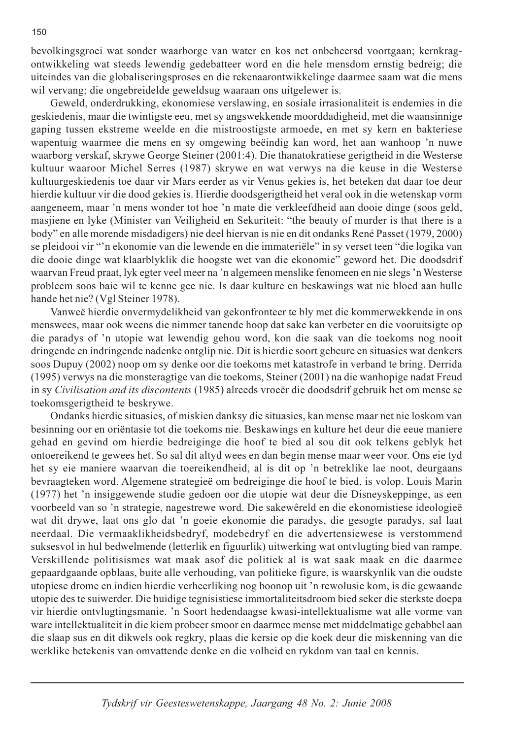bevolkingsgroei wat sonder waarborge van water en kos net onbeheersd voortgaan; kernkragontwikkeling wat steeds lewendig gedebatteer word en die hele mensdom ernstig bedreig; die uiteindes van die globaliseringsproses en die rekenaarontwikkelinge daarmee saam wat die mens wil vervang; die ongebreidelde geweldsug waaraan ons uitgelewer is.

Geweld, onderdrukking, ekonomiese verslawing, en sosiale irrasionaliteit is endemies in die geskiedenis, maar die twintigste eeu, met sy angswekkende moorddadigheid, met die waansinnige gaping tussen ekstreme weelde en die mistroostigste armoede, en met sy kern en bakteriese wapentuig waarmee die mens en sy omgewing beëindig kan word, het aan wanhoop 'n nuwe waarborg verskaf, skrywe George Steiner (2001:4). Die thanatokratiese gerigtheid in die Westerse kultuur waaroor Michel Serres (1987) skrywe en wat verwys na die keuse in die Westerse kultuurgeskiedenis toe daar vir Mars eerder as vir Venus gekies is, het beteken dat daar toe deur hierdie kultuur vir die dood gekies is. Hierdie doodsgerigtheid het veral ook in die wetenskap vorm aangeneem, maar 'n mens wonder tot hoe 'n mate die verkleefdheid aan dooie dinge (soos geld, masjiene en lyke (Minister van Veiligheid en Sekuriteit: "the beauty of murder is that there is a body" en alle morende misdadigers) nie deel hiervan is nie en dit ondanks René Passet (1979, 2000) se pleidooi vir "'n ekonomie van die lewende en die immateriële" in sy verset teen "die logika van die dooie dinge wat klaarblyklik die hoogste wet van die ekonomie" geword het. Die doodsdrif waarvan Freud praat, lyk egter veel meer na 'n algemeen menslike fenomeen en nie slegs 'n Westerse probleem soos baie wil te kenne gee nie. Is daar kulture en beskawings wat nie bloed aan hulle hande het nie? (Vgl Steiner 1978).

Vanweë hierdie onvermydelikheid van gekonfronteer te bly met die kommerwekkende in ons menswees, maar ook weens die nimmer tanende hoop dat sake kan verbeter en die vooruitsigte op die paradys of 'n utopie wat lewendig gehou word, kon die saak van die toekoms nog nooit dringende en indringende nadenke ontglip nie. Dit is hierdie soort gebeure en situasies wat denkers soos Dupuy (2002) noop om sy denke oor die toekoms met katastrofe in verband te bring. Derrida (1995) verwys na die monsteragtige van die toekoms, Steiner (2001) na die wanhopige nadat Freud in sy *Civilisation and its discontents* (1985) alreeds vroeër die doodsdrif gebruik het om mense se toekomsgerigtheid te beskrywe.

Ondanks hierdie situasies, of miskien danksy die situasies, kan mense maar net nie loskom van besinning oor en oriëntasie tot die toekoms nie. Beskawings en kulture het deur die eeue maniere gehad en gevind om hierdie bedreiginge die hoof te bied al sou dit ook telkens geblyk het ontoereikend te gewees het. So sal dit altyd wees en dan begin mense maar weer voor. Ons eie tyd het sy eie maniere waarvan die toereikendheid, al is dit op 'n betreklike lae noot, deurgaans bevraagteken word. Algemene strategieë om bedreiginge die hoof te bied, is volop. Louis Marin (1977) het 'n insiggewende studie gedoen oor die utopie wat deur die Disneyskeppinge, as een voorbeeld van so 'n strategie, nagestrewe word. Die sakewêreld en die ekonomistiese ideologieë wat dit drywe, laat ons glo dat 'n goeie ekonomie die paradys, die gesogte paradys, sal laat neerdaal. Die vermaaklikheidsbedryf, modebedryf en die advertensiewese is verstommend suksesvol in hul bedwelmende (letterlik en figuurlik) uitwerking wat ontvlugting bied van rampe. Verskillende politisismes wat maak asof die politiek al is wat saak maak en die daarmee gepaardgaande opblaas, buite alle verhouding, van politieke figure, is waarskynlik van die oudste utopiese drome en indien hierdie verheerliking nog boonop uit 'n rewolusie kom, is die gewaande utopie des te suiwerder. Die huidige tegnisistiese immortaliteitsdroom bied seker die sterkste doepa vir hierdie ontvlugtingsmanie. 'n Soort hedendaagse kwasi-intellektualisme wat alle vorme van ware intellektualiteit in die kiem probeer smoor en daarmee mense met middelmatige gebabbel aan die slaap sus en dit dikwels ook regkry, plaas die kersie op die koek deur die miskenning van die werklike betekenis van omvattende denke en die volheid en rykdom van taal en kennis.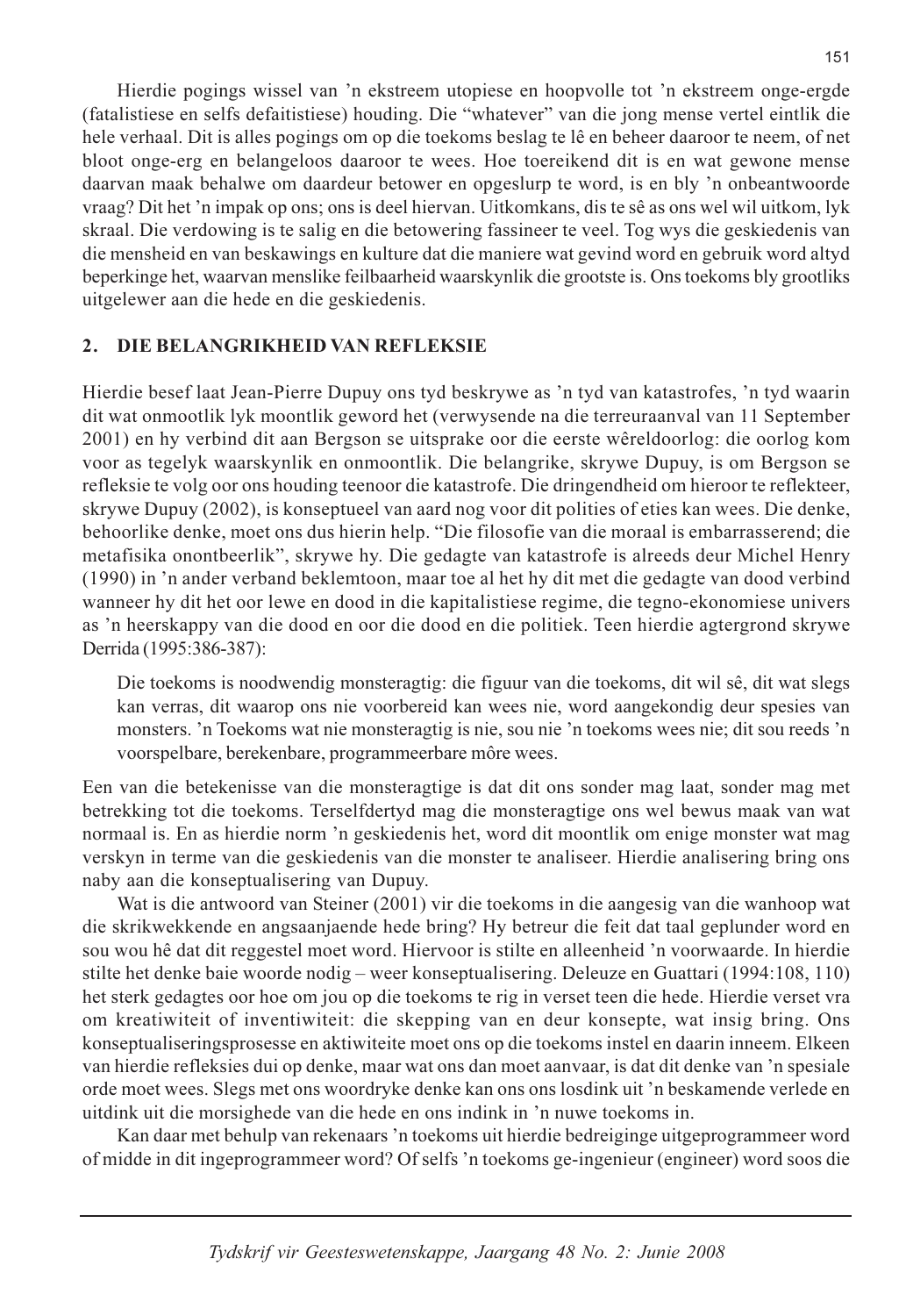Hierdie pogings wissel van 'n ekstreem utopiese en hoopvolle tot 'n ekstreem onge-ergde (fatalistiese en selfs defaitistiese) houding. Die "whatever" van die jong mense vertel eintlik die hele verhaal. Dit is alles pogings om op die toekoms beslag te lê en beheer daaroor te neem, of net bloot onge-erg en belangeloos daaroor te wees. Hoe toereikend dit is en wat gewone mense daarvan maak behalwe om daardeur betower en opgeslurp te word, is en bly 'n onbeantwoorde vraag? Dit het 'n impak op ons; ons is deel hiervan. Uitkomkans, dis te sê as ons wel wil uitkom, lyk skraal. Die verdowing is te salig en die betowering fassineer te veel. Tog wys die geskiedenis van die mensheid en van beskawings en kulture dat die maniere wat gevind word en gebruik word altyd beperkinge het, waarvan menslike feilbaarheid waarskynlik die grootste is. Ons toekoms bly grootliks uitgelewer aan die hede en die geskiedenis.

## 2. DIE BELANGRIKHEID VAN REFLEKSIE

Hierdie besef laat Jean-Pierre Dupuy ons tyd beskrywe as 'n tyd van katastrofes, 'n tyd waarin dit wat onmootlik lyk moontlik geword het (verwysende na die terreuraanval van 11 September 2001) en hy verbind dit aan Bergson se uitsprake oor die eerste wêreldoorlog: die oorlog kom voor as tegelyk waarskynlik en onmoontlik. Die belangrike, skrywe Dupuy, is om Bergson se refleksie te volg oor ons houding teenoor die katastrofe. Die dringendheid om hieroor te reflekteer, skrywe Dupuy (2002), is konseptueel van aard nog voor dit polities of eties kan wees. Die denke, behoorlike denke, moet ons dus hierin help. "Die filosofie van die moraal is embarrasserend; die metafisika onontbeerlik", skrywe hy. Die gedagte van katastrofe is alreeds deur Michel Henry (1990) in 'n ander verband beklemtoon, maar toe al het hy dit met die gedagte van dood verbind wanneer hy dit het oor lewe en dood in die kapitalistiese regime, die tegno-ekonomiese univers as 'n heerskappy van die dood en oor die dood en die politiek. Teen hierdie agtergrond skrywe Derrida (1995:386-387):

> Die toekoms is noodwendig monsteragtig: die figuur van die toekoms, dit wil sê, dit wat slegs kan verras, dit waarop ons nie voorbereid kan wees nie, word aangekondig deur spesies van monsters. 'n Toekoms wat nie monsteragtig is nie, sou nie 'n toekoms wees nie; dit sou reeds 'n voorspelbare, berekenbare, programmeerbare môre wees.

Een van die betekenisse van die monsteragtige is dat dit ons sonder mag laat, sonder mag met betrekking tot die toekoms. Terselfdertyd mag die monsteragtige ons wel bewus maak van wat normaal is. En as hierdie norm 'n geskiedenis het, word dit moontlik om enige monster wat mag verskyn in terme van die geskiedenis van die monster te analiseer. Hierdie analisering bring ons naby aan die konseptualisering van Dupuy.

Wat is die antwoord van Steiner (2001) vir die toekoms in die aangesig van die wanhoop wat die skrikwekkende en angsaanjaende hede bring? Hy betreur die feit dat taal geplunder word en sou wou hê dat dit reggestel moet word. Hiervoor is stilte en alleenheid 'n voorwaarde. In hierdie stilte het denke baie woorde nodig – weer konseptualisering. Deleuze en Guattari (1994:108, 110) het sterk gedagtes oor hoe om jou op die toekoms te rig in verset teen die hede. Hierdie verset vra om kreatiwiteit of inventiwiteit: die skepping van en deur konsepte, wat insig bring. Ons konseptualiseringsprosesse en aktiwiteite moet ons op die toekoms instel en daarin inneem. Elkeen van hierdie refleksies dui op denke, maar wat ons dan moet aanvaar, is dat dit denke van 'n spesiale orde moet wees. Slegs met ons woordryke denke kan ons ons losdink uit 'n beskamende verlede en uitdink uit die morsighede van die hede en ons indink in 'n nuwe toekoms in.

Kan daar met behulp van rekenaars 'n toekoms uit hierdie bedreiginge uitgeprogrammeer word of midde in dit ingeprogrammeer word? Of selfs 'n toekoms ge-ingenieur (engineer) word soos die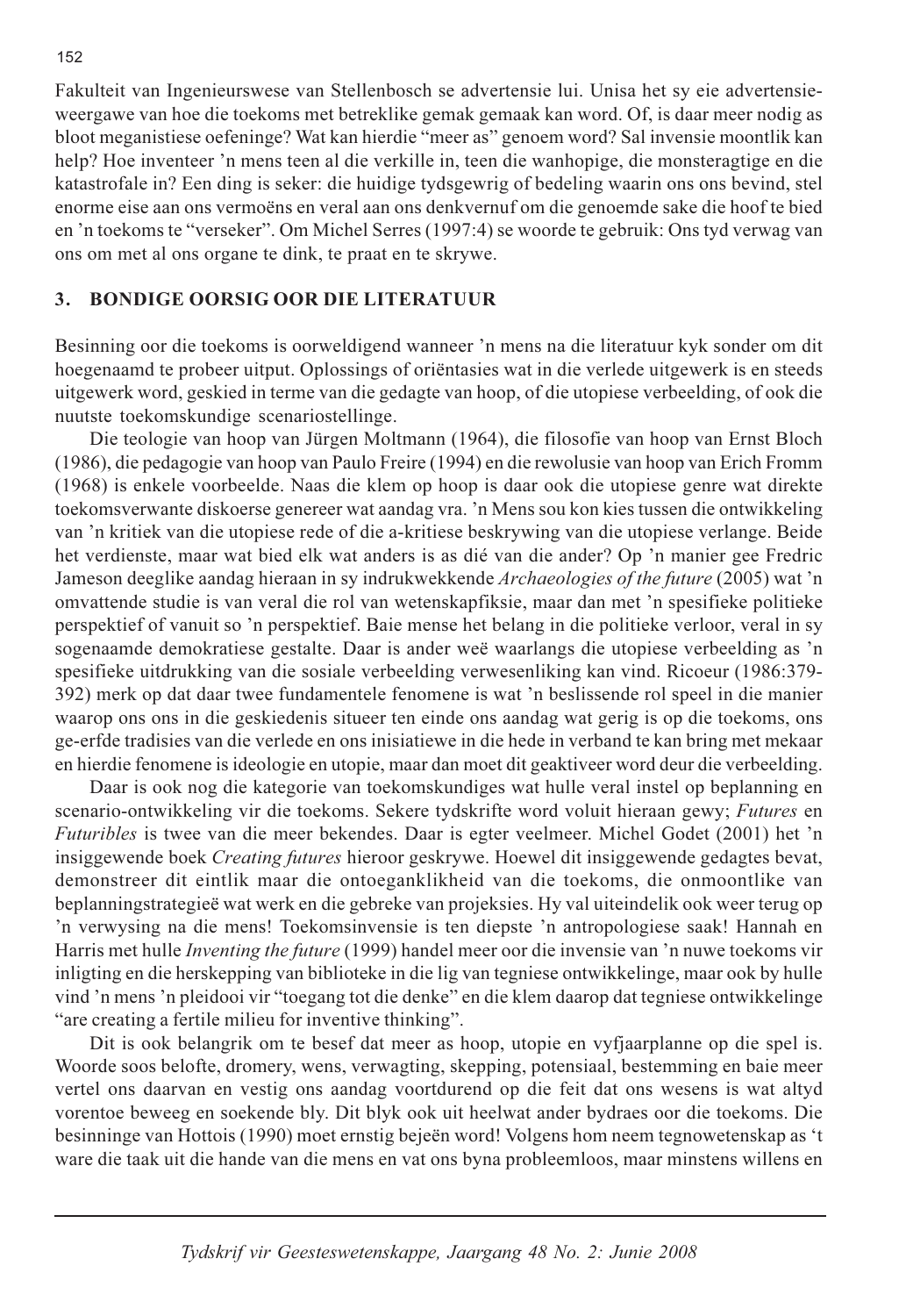Fakulteit van Ingenieurswese van Stellenbosch se advertensie lui. Unisa het sy eie advertensie-weergawe van hoe die toekoms met betreklike gemak gemaak kan word. Of, is daar meer nodig as bloot meganistiese oefeninge? Wat kan hierdie "meer as" genoem word? Sal invensie moontlik kan help? Hoe inventeer 'n mens teen al die verkille in, teen die wanhopige, die monsteragtige en die katastrofale in? Een ding is seker: die huidige tydsgewrig of bedeling waarin ons ons bevind, stel enorme eise aan ons vermoëns en veral aan ons denkvernuf om die genoemde sake die hoof te bied en 'n toekoms te "verseker". Om Michel Serres (1997:4) se woorde te gebruik: Ons tyd verwag van ons om met al ons organe te dink, te praat en te skrywe.

## 3. BONDIGE OORSIG OOR DIE LITERATUUR

Besinning oor die toekoms is oorweldigend wanneer 'n mens na die literatuur kyk sonder om dit hoegenaamd te probeer uitput. Oplossings of oriëntasies wat in die verlede uitgewerk is en steeds uitgewerk word, geskied in terme van die gedagte van hoop, of die utopiese verbeelding, of ook die nuutste toekomskundige scenariostellinge.

Die teologie van hoop van Jürgen Moltmann (1964), die filosofie van hoop van Ernst Bloch (1986), die pedagogie van hoop van Paulo Freire (1994) en die rewolusie van hoop van Erich Fromm (1968) is enkele voorbeelde. Naas die klem op hoop is daar ook die utopiese genre wat direkte toekomsverwante diskoerse genereer wat aandag vra. 'n Mens sou kon kies tussen die ontwikkeling van 'n kritiek van die utopiese rede of die a-kritiese beskrywing van die utopiese verlange. Beide het verdienste, maar wat bied elk wat anders is as dié van die ander? Op 'n manier gee Fredric Jameson deeglike aandag hieraan in sy indrukwekkende *Archaeologies of the future* (2005) wat 'n omvattende studie is van veral die rol van wetenskapfiksie, maar dan met 'n spesifieke politieke perspektief of vanuit so 'n perspektief. Baie mense het belang in die politieke verloor, veral in sy sogenaamde demokratiese gestalte. Daar is ander weë waarlangs die utopiese verbeelding as 'n spesifieke uitdrukking van die sosiale verbeelding verwesenliking kan vind. Ricoeur (1986:379-392) merk op dat daar twee fundamentele fenomene is wat 'n beslissende rol speel in die manier waarop ons ons in die geskiedenis situeer ten einde ons aandag wat gerig is op die toekoms, ons ge-erfde tradisies van die verlede en ons inisiatiewe in die hede in verband te kan bring met mekaar en hierdie fenomene is ideologie en utopie, maar dan moet dit geaktiveer word deur die verbeelding.

Daar is ook nog die kategorie van toekomskundiges wat hulle veral instel op beplanning en scenario-ontwikkeling vir die toekoms. Sekere tydskrifte word voluit hieraan gewy; *Futures* en *Futuribles* is twee van die meer bekendes. Daar is egter veelmeer. Michel Godet (2001) het 'n insiggewende boek *Creating futures* hieroor geskrywe. Hoewel dit insiggewende gedagtes bevat, demonstreer dit eintlik maar die ontoeganklikheid van die toekoms, die onmoontlike van beplanningstrategieë wat werk en die gebreke van projeksies. Hy val uiteindelik ook weer terug op 'n verwysing na die mens! Toekomsinvensie is ten diepste 'n antropologiese saak! Hannah en Harris met hulle *Inventing the future* (1999) handel meer oor die invensie van 'n nuwe toekoms vir inligting en die herskepping van biblioteke in die lig van tegniese ontwikkelinge, maar ook by hulle vind 'n mens 'n pleidooi vir "toegang tot die denke" en die klem daarop dat tegniese ontwikkelinge "are creating a fertile milieu for inventive thinking".

Dit is ook belangrik om te besef dat meer as hoop, utopie en vyfjaarplanne op die spel is. Woorde soos belofte, dromery, wens, verwagting, skepping, potensiaal, bestemming en baie meer vertel ons daarvan en vestig ons aandag voortdurend op die feit dat ons wesens is wat altyd vorentoe beweeg en soekende bly. Dit blyk ook uit heelwat ander bydraes oor die toekoms. Die besinninge van Hottois (1990) moet ernstig bejeën word! Volgens hom neem tegnowetenskap as 't ware die taak uit die hande van die mens en vat ons byna probleemloos, maar minstens willens en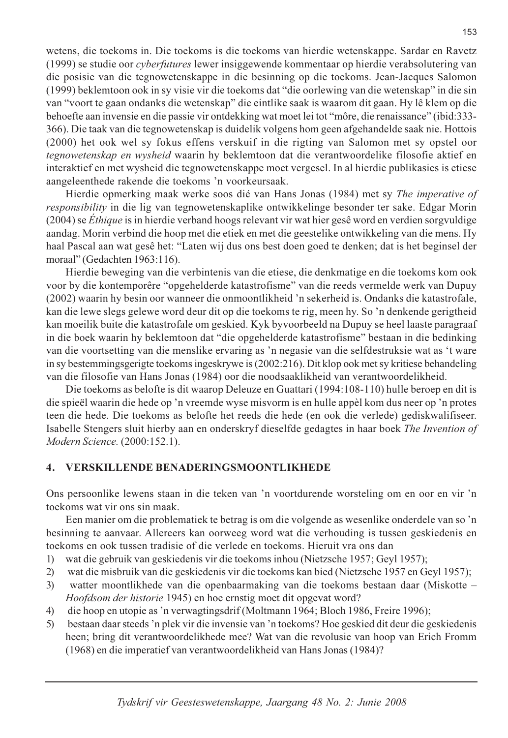wetens, die toekoms in. Die toekoms is die toekoms van hierdie wetenskappe. Sardar en Ravetz (1999) se studie oor *cyberfutures* lewer insiggewende kommentaar op hierdie verabsolutering van die posisie van die tegnowetenskappe in die besinning op die toekoms. Jean-Jacques Salomon (1999) beklemtoon ook in sy visie vir die toekoms dat "die oorlewing van die wetenskap" in die sin van "voort te gaan ondanks die wetenskap" die eintlike saak is waarom dit gaan. Hy lê klem op die behoefte aan invensie en die passie vir ontdekking wat moet lei tot "môre, die renaissance" (ibid:333-366). Die taak van die tegnowetenskap is duidelik volgens hom geen afgehandelde saak nie. Hottois (2000) het ook wel sy fokus effens verskuif in die rigting van Salomon met sy opstel oor *tegnowetenskap en wysheid* waarin hy beklemtoon dat die verantwoordelike filosofie aktief en interaktief en met wysheid die tegnowetenskappe moet vergesel. In al hierdie publikasies is etiese aangeleenthede rakende die toekoms 'n voorkeursaak.

Hierdie opmerking maak werke soos dié van Hans Jonas (1984) met sy *The imperative of responsibility* in die lig van tegnowetenskaplike ontwikkelinge besonder ter sake. Edgar Morin (2004) se *Éthique* is in hierdie verband hoogs relevant vir wat hier gesê word en verdien sorgvuldige aandag. Morin verbind die hoop met die etiek en met die geestelike ontwikkeling van die mens. Hy haal Pascal aan wat gesê het: "Laten wij dus ons best doen goed te denken; dat is het beginsel der moraal" (Gedachten 1963:116).

Hierdie beweging van die verbintenis van die etiese, die denkmatige en die toekoms kom ook voor by die kontemporêre "opgehelderde katastrofisme" van die reeds vermelde werk van Dupuy (2002) waarin hy besin oor wanneer die onmoontlikheid 'n sekerheid is. Ondanks die katastrofale, kan die lewe slegs gelewe word deur dit op die toekoms te rig, meen hy. So 'n denkende gerigtheid kan moeilik buite die katastrofale om geskied. Kyk byvoorbeeld na Dupuy se heel laaste paragraaf in die boek waarin hy beklemtoon dat "die opgehelderde katastrofisme" bestaan in die bedinking van die voortsetting van die menslike ervaring as 'n negasie van die selfdestruksie wat as 't ware in sy bestemmingsgerigte toekoms ingeskrywe is (2002:216). Dit klop ook met sy kritiese behandeling van die filosofie van Hans Jonas (1984) oor die noodsaaklikheid van verantwoordelikheid.

Die toekoms as belofte is dit waarop Deleuze en Guattari (1994:108-110) hulle beroep en dit is die spieël waarin die hede op 'n vreemde wyse misvorm is en hulle appèl kom dus neer op 'n protes teen die hede. Die toekoms as belofte het reeds die hede (en ook die verlede) gediskwalifiseer. Isabelle Stengers sluit hierby aan en onderskryf dieselfde gedagtes in haar boek *The Invention of Modern Science.* (2000:152.1).

## 4. VERSKILLENDE BENADERINGSMOONTLIKHEDE

Ons persoonlike lewens staan in die teken van 'n voortdurende worsteling om en oor en vir 'n toekoms wat vir ons sin maak.

Een manier om die problematiek te betrag is om die volgende as wesenlike onderdele van so 'n besinning te aanvaar. Allereers kan oorweeg word wat die verhouding is tussen geskiedenis en toekoms en ook tussen tradisie of die verlede en toekoms. Hieruit vra ons dan

1) wat die gebruik van geskiedenis vir die toekoms inhou (Nietzsche 1957; Geyl 1957);
2) wat die misbruik van die geskiedenis vir die toekoms kan bied (Nietzsche 1957 en Geyl 1957);
3) watter moontlikhede van die openbaarmaking van die toekoms bestaan daar (Miskotte – *Hoofdsom der historie* 1945) en hoe ernstig moet dit opgevat word?
4) die hoop en utopie as 'n verwagtingsdrif (Moltmann 1964; Bloch 1986, Freire 1996);
5) bestaan daar steeds 'n plek vir die invensie van 'n toekoms? Hoe geskied dit deur die geskiedenis heen; bring dit verantwoordelikhede mee? Wat van die revolusie van hoop van Erich Fromm (1968) en die imperatief van verantwoordelikheid van Hans Jonas (1984)?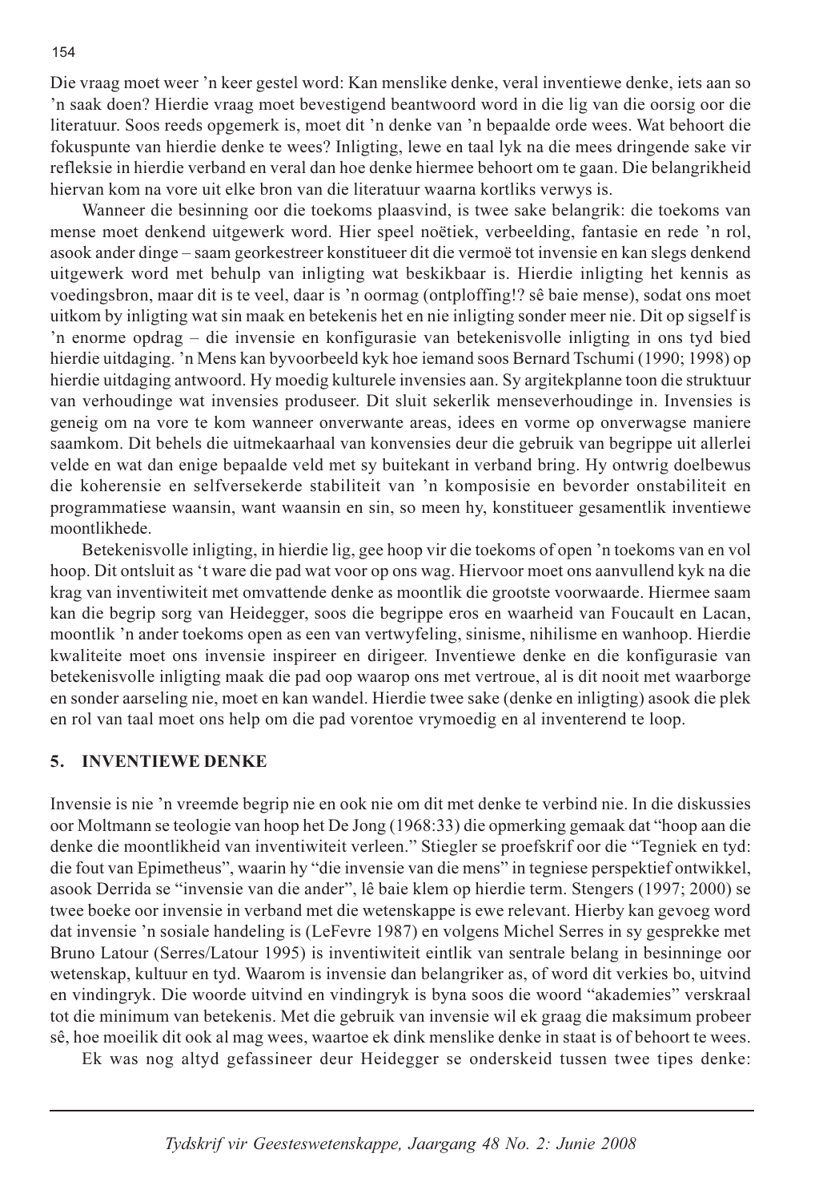Die vraag moet weer 'n keer gestel word: Kan menslike denke, veral inventiewe denke, iets aan so 'n saak doen? Hierdie vraag moet bevestigend beantwoord word in die lig van die oorsig oor die literatuur. Soos reeds opgemerk is, moet dit 'n denke van 'n bepaalde orde wees. Wat behoort die fokuspunte van hierdie denke te wees? Inligting, lewe en taal lyk na die mees dringende sake vir refleksie in hierdie verband en veral dan hoe denke hiermee behoort om te gaan. Die belangrikheid hiervan kom na vore uit elke bron van die literatuur waarna kortliks verwys is.

Wanneer die besinning oor die toekoms plaasvind, is twee sake belangrik: die toekoms van mense moet denkend uitgewerk word. Hier speel noëtiek, verbeelding, fantasie en rede 'n rol, asook ander dinge – saam georkestreer konstitueer dit die vermoë tot invensie en kan slegs denkend uitgewerk word met behulp van inligting wat beskikbaar is. Hierdie inligting het kennis as voedingsbron, maar dit is te veel, daar is 'n oormag (ontploffing!? sê baie mense), sodat ons moet uitkom by inligting wat sin maak en betekenis het en nie inligting sonder meer nie. Dit op sigself is 'n enorme opdrag – die invensie en konfigurasie van betekenisvolle inligting in ons tyd bied hierdie uitdaging. 'n Mens kan byvoorbeeld kyk hoe iemand soos Bernard Tschumi (1990; 1998) op hierdie uitdaging antwoord. Hy moedig kulturele invensies aan. Sy argitekplanne toon die struktuur van verhoudinge wat invensies produseer. Dit sluit sekerlik menseverhoudinge in. Invensies is geneig om na vore te kom wanneer onverwante areas, idees en vorme op onverwagse maniere saamkom. Dit behels die uitmekaarhaal van konvensies deur die gebruik van begrippe uit allerlei velde en wat dan enige bepaalde veld met sy buitekant in verband bring. Hy ontwrig doelbewus die koherensie en selfversekerde stabiliteit van 'n komposisie en bevorder onstabiliteit en programmatiese waansin, want waansin en sin, so meen hy, konstitueer gesamentlik inventiewe moontlikhede.

Betekenisvolle inligting, in hierdie lig, gee hoop vir die toekoms of open 'n toekoms van en vol hoop. Dit ontsluit as 't ware die pad wat voor op ons wag. Hiervoor moet ons aanvullend kyk na die krag van inventiwiteit met omvattende denke as moontlik die grootste voorwaarde. Hiermee saam kan die begrip sorg van Heidegger, soos die begrippe eros en waarheid van Foucault en Lacan, moontlik 'n ander toekoms open as een van vertwyfeling, sinisme, nihilisme en wanhoop. Hierdie kwaliteite moet ons invensie inspireer en dirigeer. Inventiewe denke en die konfigurasie van betekenisvolle inligting maak die pad oop waarop ons met vertroue, al is dit nooit met waarborge en sonder aarseling nie, moet en kan wandel. Hierdie twee sake (denke en inligting) asook die plek en rol van taal moet ons help om die pad vorentoe vrymoedig en al inventerend te loop.

## 5. INVENTIEWE DENKE

Invensie is nie 'n vreemde begrip nie en ook nie om dit met denke te verbind nie. In die diskussies oor Moltmann se teologie van hoop het De Jong (1968:33) die opmerking gemaak dat "hoop aan die denke die moontlikheid van inventiwiteit verleen." Stiegler se proefskrif oor die "Tegniek en tyd: die fout van Epimetheus", waarin hy "die invensie van die mens" in tegniese perspektief ontwikkel, asook Derrida se "invensie van die ander", lê baie klem op hierdie term. Stengers (1997; 2000) se twee boeke oor invensie in verband met die wetenskappe is ewe relevant. Hierby kan gevoeg word dat invensie 'n sosiale handeling is (LeFevre 1987) en volgens Michel Serres in sy gesprekke met Bruno Latour (Serres/Latour 1995) is inventiwiteit eintlik van sentrale belang in besinninge oor wetenskap, kultuur en tyd. Waarom is invensie dan belangriker as, of word dit verkies bo, uitvind en vindingryk. Die woorde uitvind en vindingryk is byna soos die woord "akademies" verskraal tot die minimum van betekenis. Met die gebruik van invensie wil ek graag die maksimum probeer sê, hoe moeilik dit ook al mag wees, waartoe ek dink menslike denke in staat is of behoort te wees.

Ek was nog altyd gefassineer deur Heidegger se onderskeid tussen twee tipes denke: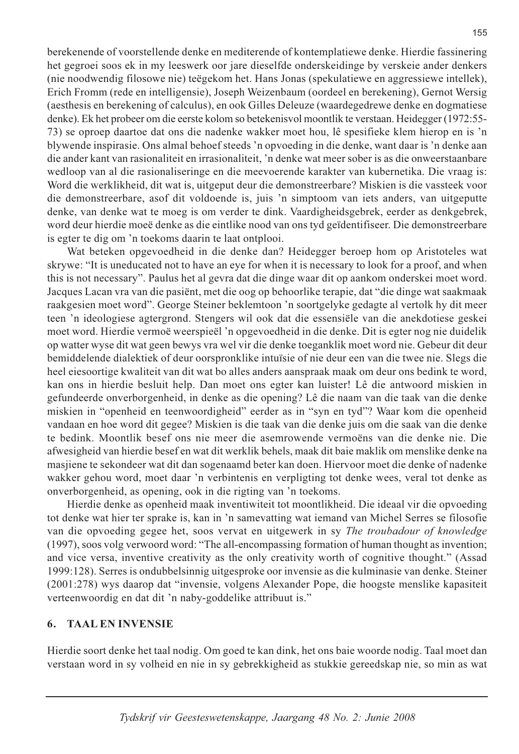berekenende of voorstellende denke en mediterende of kontemplatiewe denke. Hierdie fassinering het gegroei soos ek in my leeswerk oor jare dieselfde onderskeidinge by verskeie ander denkers (nie noodwendig filosowe nie) teëgekom het. Hans Jonas (spekulatiewe en aggressiewe intellek), Erich Fromm (rede en intelligensie), Joseph Weizenbaum (oordeel en berekening), Gernot Wersig (aesthesis en berekening of calculus), en ook Gilles Deleuze (waardegedrewe denke en dogmatiese denke). Ek het probeer om die eerste kolom so betekenisvol moontlik te verstaan. Heidegger (1972:55-73) se oproep daartoe dat ons die nadenke wakker moet hou, lê spesifieke klem hierop en is 'n blywende inspirasie. Ons almal behoef steeds 'n opvoeding in die denke, want daar is 'n denke aan die ander kant van rasionaliteit en irrasionaliteit, 'n denke wat meer sober is as die onweerstaanbare wedloop van al die rasionaliseringe en die meevoerende karakter van kubernetika. Die vraag is: Word die werklikheid, dit wat is, uitgeput deur die demonstreerbare? Miskien is die vassteek voor die demonstreerbare, asof dit voldoende is, juis 'n simptoom van iets anders, van uitgeputte denke, van denke wat te moeg is om verder te dink. Vaardigheidsgebrek, eerder as denkgebrek, word deur hierdie moeë denke as die eintlike nood van ons tyd geïdentifiseer. Die demonstreerbare is egter te dig om 'n toekoms daarin te laat ontplooi.

Wat beteken opgevoedheid in die denke dan? Heidegger beroep hom op Aristoteles wat skrywe: "It is uneducated not to have an eye for when it is necessary to look for a proof, and when this is not necessary". Paulus het al gevra dat die dinge waar dit op aankom onderskei moet word. Jacques Lacan vra van die pasiënt, met die oog op behoorlike terapie, dat "die dinge wat saakmaak raakgesien moet word". George Steiner beklemtoon 'n soortgelyke gedagte al vertolk hy dit meer teen 'n ideologiese agtergrond. Stengers wil ook dat die essensiële van die anekdotiese geskei moet word. Hierdie vermoë weerspieël 'n opgevoedheid in die denke. Dit is egter nog nie duidelik op watter wyse dit wat geen bewys vra wel vir die denke toeganklik moet word nie. Gebeur dit deur bemiddelende dialektiek of deur oorspronklike intuïsie of nie deur een van die twee nie. Slegs die heel eiesoortige kwaliteit van dit wat bo alles anders aanspraak maak om deur ons bedink te word, kan ons in hierdie besluit help. Dan moet ons egter kan luister! Lê die antwoord miskien in gefundeerde onverborgenheid, in denke as die opening? Lê die naam van die taak van die denke miskien in "openheid en teenwoordigheid" eerder as in "syn en tyd"? Waar kom die openheid vandaan en hoe word dit gegee? Miskien is die taak van die denke juis om die saak van die denke te bedink. Moontlik besef ons nie meer die asemrowende vermoëns van die denke nie. Die afwesigheid van hierdie besef en wat dit werklik behels, maak dit baie maklik om menslike denke na masjiene te sekondeer wat dit dan sogenaamd beter kan doen. Hiervoor moet die denke of nadenke wakker gehou word, moet daar 'n verbintenis en verpligting tot denke wees, veral tot denke as onverborgenheid, as opening, ook in die rigting van 'n toekoms.

Hierdie denke as openheid maak inventiwiteit tot moontlikheid. Die ideaal vir die opvoeding tot denke wat hier ter sprake is, kan in 'n samevatting wat iemand van Michel Serres se filosofie van die opvoeding gegee het, soos vervat en uitgewerk in sy *The troubadour of knowledge* (1997), soos volg verwoord word: "The all-encompassing formation of human thought as invention; and vice versa, inventive creativity as the only creativity worth of cognitive thought." (Assad 1999:128). Serres is ondubbelsinnig uitgesproke oor invensie as die kulminasie van denke. Steiner (2001:278) wys daarop dat "invensie, volgens Alexander Pope, die hoogste menslike kapasiteit verteenwoordig en dat dit 'n naby-goddelike attribuut is."

## 6. TAAL EN INVENSIE

Hierdie soort denke het taal nodig. Om goed te kan dink, het ons baie woorde nodig. Taal moet dan verstaan word in sy volheid en nie in sy gebrekkigheid as stukkie gereedskap nie, so min as wat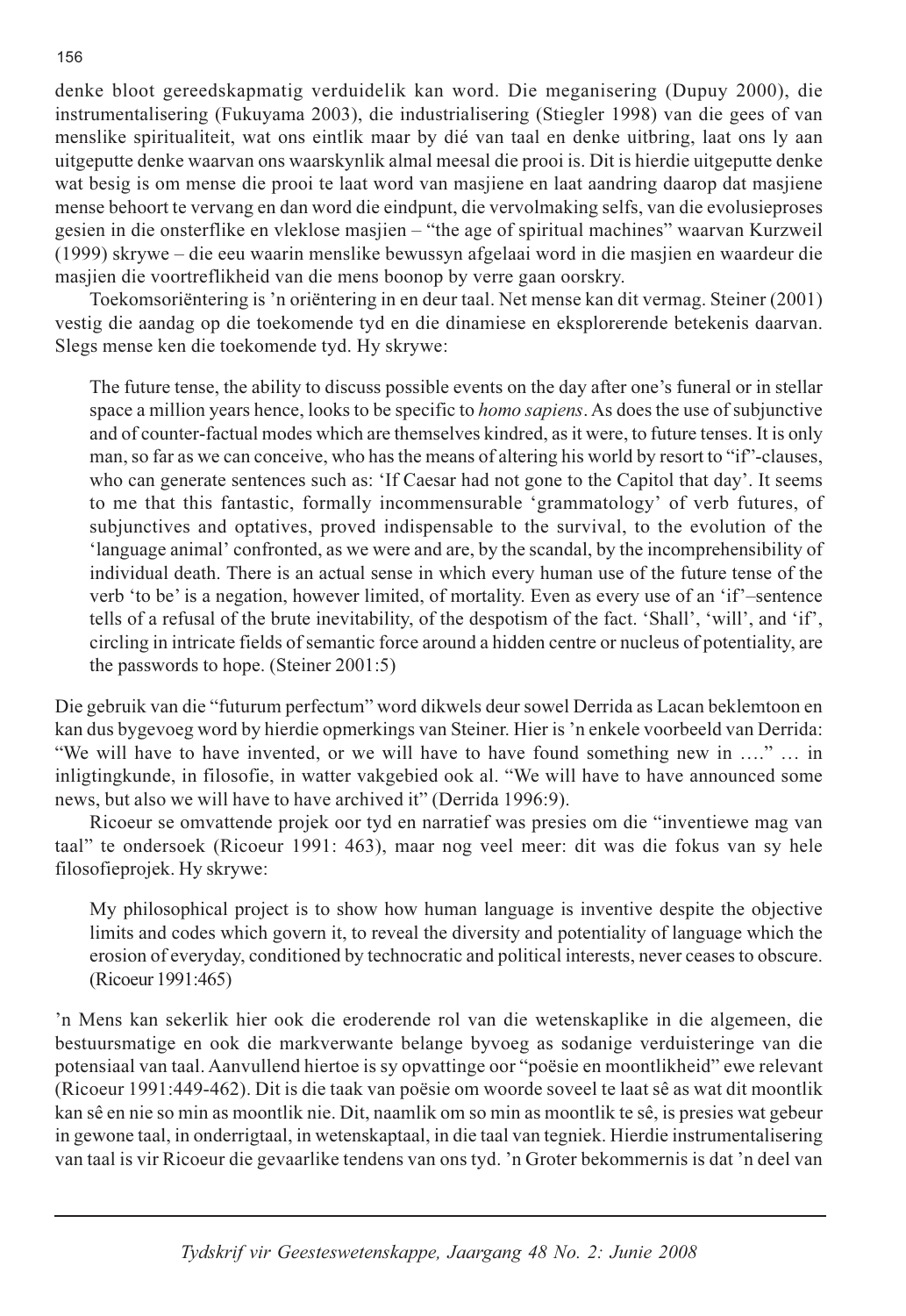denke bloot gereedskapmatig verduidelik kan word. Die meganisering (Dupuy 2000), die instrumentalisering (Fukuyama 2003), die industrialisering (Stiegler 1998) van die gees of van menslike spiritualiteit, wat ons eintlik maar by dié van taal en denke uitbring, laat ons ly aan uitgeputte denke waarvan ons waarskynlik almal meesal die prooi is. Dit is hierdie uitgeputte denke wat besig is om mense die prooi te laat word van masjiene en laat aandring daarop dat masjiene mense behoort te vervang en dan word die eindpunt, die vervolmaking selfs, van die evolusieproses gesien in die onsterflike en vlekklose masjien – "the age of spiritual machines" waarvan Kurzweil (1999) skrywe – die eeu waarin menslike bewussyn afgelaai word in die masjien en waardeur die masjien die voortreflikheid van die mens boonop by verre gaan oorskry.

Toekomsoriëntering is 'n oriëntering in en deur taal. Net mense kan dit vermag. Steiner (2001) vestig die aandag op die toekomende tyd en die dinamiese en eksplorerende betekenis daarvan. Slegs mense ken die toekomende tyd. Hy skrywe:

> The future tense, the ability to discuss possible events on the day after one's funeral or in stellar space a million years hence, looks to be specific to *homo sapiens*. As does the use of subjunctive and of counter-factual modes which are themselves kindred, as it were, to future tenses. It is only man, so far as we can conceive, who has the means of altering his world by resort to "if"-clauses, who can generate sentences such as: 'If Caesar had not gone to the Capitol that day'. It seems to me that this fantastic, formally incommensurable 'grammatology' of verb futures, of subjunctives and optatives, proved indispensable to the survival, to the evolution of the 'language animal' confronted, as we were and are, by the scandal, by the incomprehensibility of individual death. There is an actual sense in which every human use of the future tense of the verb 'to be' is a negation, however limited, of mortality. Even as every use of an 'if'–sentence tells of a refusal of the brute inevitability, of the despotism of the fact. 'Shall', 'will', and 'if', circling in intricate fields of semantic force around a hidden centre or nucleus of potentiality, are the passwords to hope. (Steiner 2001:5)

Die gebruik van die "futurum perfectum" word dikwels deur sowel Derrida as Lacan beklemtoon en kan dus bygevoeg word by hierdie opmerkings van Steiner. Hier is 'n enkele voorbeeld van Derrida: "We will have to have invented, or we will have to have found something new in …." … in inligtingkunde, in filosofie, in watter vakgebied ook al. "We will have to have announced some news, but also we will have to have archived it" (Derrida 1996:9).

Ricoeur se omvattende projek oor tyd en narratief was presies om die "inventiewe mag van taal" te ondersoek (Ricoeur 1991: 463), maar nog veel meer: dit was die fokus van sy hele filosofieprojek. Hy skrywe:

> My philosophical project is to show how human language is inventive despite the objective limits and codes which govern it, to reveal the diversity and potentiality of language which the erosion of everyday, conditioned by technocratic and political interests, never ceases to obscure. (Ricoeur 1991:465)

'n Mens kan sekerlik hier ook die eroderende rol van die wetenskaplike in die algemeen, die bestuursmatige en ook die markverwante belange byvoeg as sodanige verduisteringe van die potensiaal van taal. Aanvullend hiertoe is sy opvattinge oor "poësie en moontlikheid" ewe relevant (Ricoeur 1991:449-462). Dit is die taak van poësie om woorde soveel te laat sê as wat dit moontlik kan sê en nie so min as moontlik nie. Dit, naamlik om so min as moontlik te sê, is presies wat gebeur in gewone taal, in onderrigtaal, in wetenskaptaal, in die taal van tegniek. Hierdie instrumentalisering van taal is vir Ricoeur die gevaarlike tendens van ons tyd. 'n Groter bekommernis is dat 'n deel van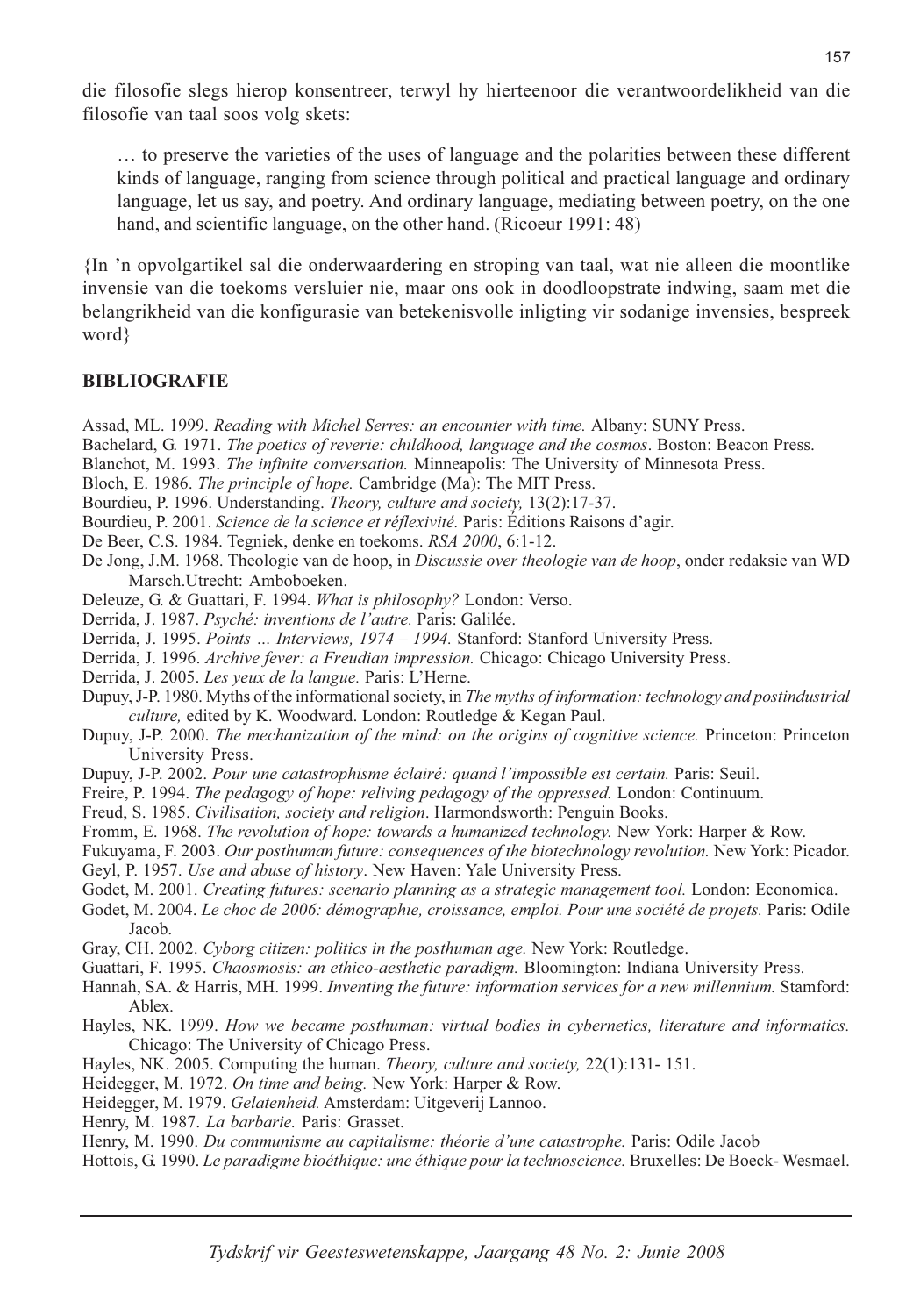die filosofie slegs hierop konsentreer, terwyl hy hierteenoor die verantwoordelikheid van die filosofie van taal soos volg skets:

> … to preserve the varieties of the uses of language and the polarities between these different kinds of language, ranging from science through political and practical language and ordinary language, let us say, and poetry. And ordinary language, mediating between poetry, on the one hand, and scientific language, on the other hand. (Ricoeur 1991: 48)

{In 'n opvolgartikel sal die onderwaardering en stroping van taal, wat nie alleen die moontlike invensie van die toekoms versluier nie, maar ons ook in doodloopstrate indwing, saam met die belangrikheid van die konfigurasie van betekenisvolle inligting vir sodanige invensies, bespreek word}

## BIBLIOGRAFIE

Assad, ML. 1999. *Reading with Michel Serres: an encounter with time.* Albany: SUNY Press.

Bachelard, G. 1971. *The poetics of reverie: childhood, language and the cosmos*. Boston: Beacon Press.

Blanchot, M. 1993. *The infinite conversation.* Minneapolis: The University of Minnesota Press.

Bloch, E. 1986. *The principle of hope.* Cambridge (Ma): The MIT Press.

Bourdieu, P. 1996. Understanding. *Theory, culture and society,* 13(2):17-37.

Bourdieu, P. 2001. *Science de la science et réflexivité.* Paris: Éditions Raisons d'agir.

De Beer, C.S. 1984. Tegniek, denke en toekoms. *RSA 2000*, 6:1-12.

De Jong, J.M. 1968. Theologie van de hoop, in *Discussie over theologie van de hoop*, onder redaksie van WD Marsch.Utrecht: Amboboeken.

Deleuze, G. & Guattari, F. 1994. *What is philosophy?* London: Verso.

Derrida, J. 1987. *Psyché: inventions de l'autre.* Paris: Galilée.

Derrida, J. 1995. *Points … Interviews, 1974 – 1994.* Stanford: Stanford University Press.

Derrida, J. 1996. *Archive fever: a Freudian impression.* Chicago: Chicago University Press.

Derrida, J. 2005. *Les yeux de la langue.* Paris: L'Herne.

Dupuy, J-P. 1980. Myths of the informational society, in *The myths of information: technology and postindustrial culture,* edited by K. Woodward. London: Routledge & Kegan Paul.

Dupuy, J-P. 2000. *The mechanization of the mind: on the origins of cognitive science.* Princeton: Princeton University Press.

Dupuy, J-P. 2002. *Pour une catastrophisme éclairé: quand l'impossible est certain.* Paris: Seuil.

Freire, P. 1994. *The pedagogy of hope: reliving pedagogy of the oppressed.* London: Continuum.

Freud, S. 1985. *Civilisation, society and religion*. Harmondsworth: Penguin Books.

Fromm, E. 1968. *The revolution of hope: towards a humanized technology.* New York: Harper & Row.

Fukuyama, F. 2003. *Our posthuman future: consequences of the biotechnology revolution.* New York: Picador.

Geyl, P. 1957. *Use and abuse of history*. New Haven: Yale University Press.

Godet, M. 2001. *Creating futures: scenario planning as a strategic management tool.* London: Economica.

Godet, M. 2004. *Le choc de 2006: démographie, croissance, emploi. Pour une société de projets.* Paris: Odile Jacob.

Gray, CH. 2002. *Cyborg citizen: politics in the posthuman age.* New York: Routledge.

Guattari, F. 1995. *Chaosmosis: an ethico-aesthetic paradigm.* Bloomington: Indiana University Press.

Hannah, SA. & Harris, MH. 1999. *Inventing the future: information services for a new millennium.* Stamford: Ablex.

Hayles, NK. 1999. *How we became posthuman: virtual bodies in cybernetics, literature and informatics.* Chicago: The University of Chicago Press.

Hayles, NK. 2005. Computing the human. *Theory, culture and society,* 22(1):131- 151.

Heidegger, M. 1972. *On time and being.* New York: Harper & Row.

Heidegger, M. 1979. *Gelatenheid.* Amsterdam: Uitgeverij Lannoo.

Henry, M. 1987. *La barbarie.* Paris: Grasset.

Henry, M. 1990. *Du communisme au capitalisme: théorie d'une catastrophe.* Paris: Odile Jacob

Hottois, G. 1990. *Le paradigme bioéthique: une éthique pour la technoscience.* Bruxelles: De Boeck- Wesmael.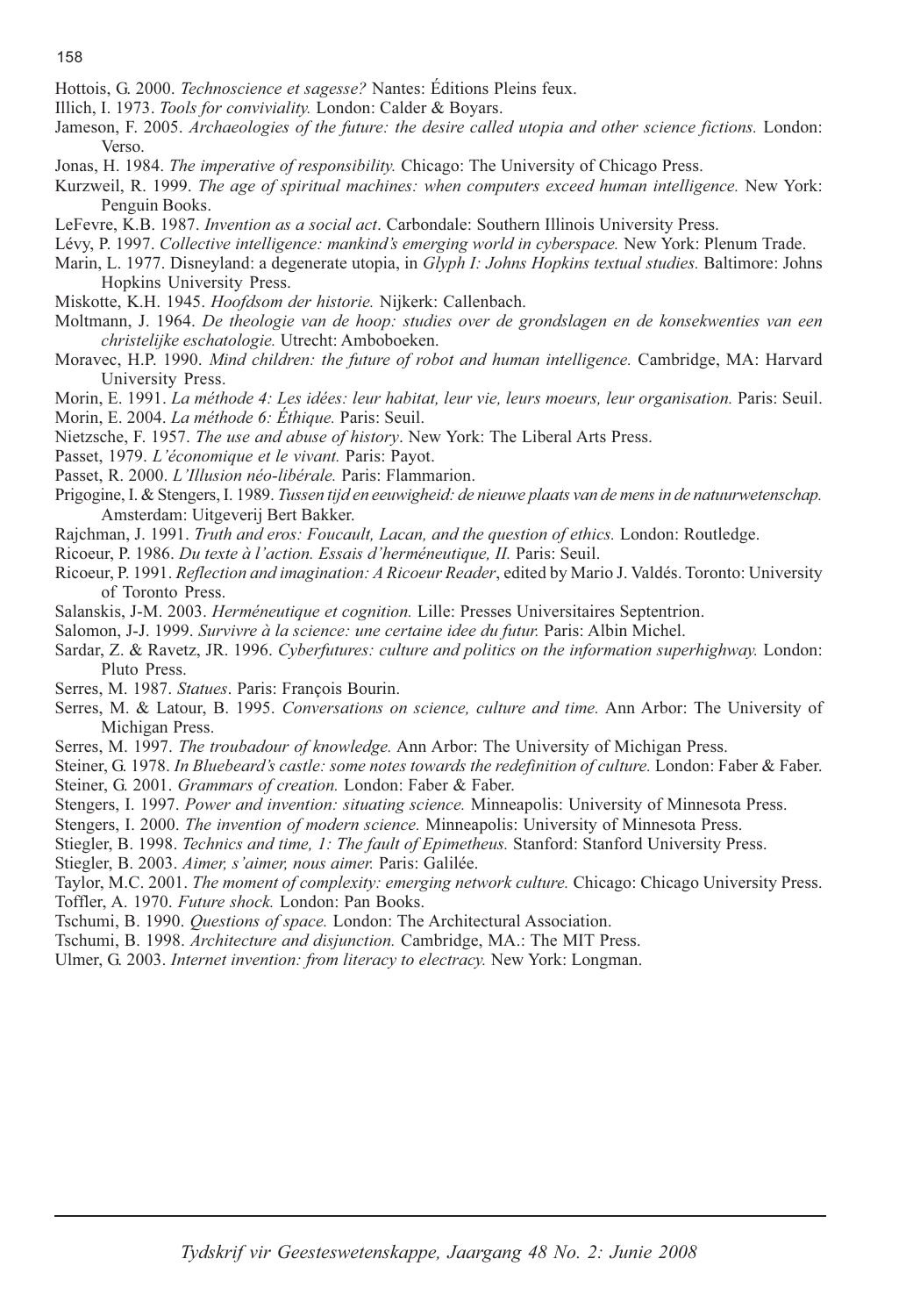Hottois, G. 2000. *Technoscience et sagesse?* Nantes: Éditions Pleins feux.

Illich, I. 1973. *Tools for conviviality.* London: Calder & Boyars.

Jameson, F. 2005. *Archaeologies of the future: the desire called utopia and other science fictions.* London: Verso.

Jonas, H. 1984. *The imperative of responsibility.* Chicago: The University of Chicago Press.

Kurzweil, R. 1999. *The age of spiritual machines: when computers exceed human intelligence.* New York: Penguin Books.

LeFevre, K.B. 1987. *Invention as a social act*. Carbondale: Southern Illinois University Press.

Lévy, P. 1997. *Collective intelligence: mankind's emerging world in cyberspace.* New York: Plenum Trade.

Marin, L. 1977. Disneyland: a degenerate utopia, in *Glyph I: Johns Hopkins textual studies.* Baltimore: Johns Hopkins University Press.

Miskotte, K.H. 1945. *Hoofdsom der historie.* Nijkerk: Callenbach.

Moltmann, J. 1964. *De theologie van de hoop: studies over de grondslagen en de konsekwenties van een christelijke eschatologie.* Utrecht: Amboboeken.

Moravec, H.P. 1990. *Mind children: the future of robot and human intelligence.* Cambridge, MA: Harvard University Press.

Morin, E. 1991. *La méthode 4: Les idées: leur habitat, leur vie, leurs moeurs, leur organisation.* Paris: Seuil.

Morin, E. 2004. *La méthode 6: Éthique.* Paris: Seuil.

Nietzsche, F. 1957. *The use and abuse of history*. New York: The Liberal Arts Press.

Passet, 1979. *L'économique et le vivant.* Paris: Payot.

Passet, R. 2000. *L'Illusion néo-libérale.* Paris: Flammarion.

Prigogine, I. & Stengers, I. 1989. *Tussen tijd en eeuwigheid: de nieuwe plaats van de mens in de natuurwetenschap.* Amsterdam: Uitgeverij Bert Bakker.

Rajchman, J. 1991. *Truth and eros: Foucault, Lacan, and the question of ethics.* London: Routledge.

Ricoeur, P. 1986. *Du texte à l'action. Essais d'herméneutique, II.* Paris: Seuil.

Ricoeur, P. 1991. *Reflection and imagination: A Ricoeur Reader*, edited by Mario J. Valdés. Toronto: University of Toronto Press.

Salanskis, J-M. 2003. *Herméneutique et cognition.* Lille: Presses Universitaires Septentrion.

Salomon, J-J. 1999. *Survivre à la science: une certaine idee du futur.* Paris: Albin Michel.

Sardar, Z. & Ravetz, JR. 1996. *Cyberfutures: culture and politics on the information superhighway.* London: Pluto Press.

Serres, M. 1987. *Statues*. Paris: François Bourin.

Serres, M. & Latour, B. 1995. *Conversations on science, culture and time.* Ann Arbor: The University of Michigan Press.

Serres, M. 1997. *The troubadour of knowledge.* Ann Arbor: The University of Michigan Press.

Steiner, G. 1978. *In Bluebeard's castle: some notes towards the redefinition of culture.* London: Faber & Faber.

Steiner, G. 2001. *Grammars of creation.* London: Faber & Faber.

Stengers, I. 1997. *Power and invention: situating science.* Minneapolis: University of Minnesota Press.

Stengers, I. 2000. *The invention of modern science.* Minneapolis: University of Minnesota Press.

Stiegler, B. 1998. *Technics and time, 1: The fault of Epimetheus.* Stanford: Stanford University Press.

Stiegler, B. 2003. *Aimer, s'aimer, nous aimer.* Paris: Galilée.

Taylor, M.C. 2001. *The moment of complexity: emerging network culture.* Chicago: Chicago University Press.

Toffler, A. 1970. *Future shock.* London: Pan Books.

Tschumi, B. 1990. *Questions of space.* London: The Architectural Association.

Tschumi, B. 1998. *Architecture and disjunction.* Cambridge, MA.: The MIT Press.

Ulmer, G. 2003. *Internet invention: from literacy to electracy.* New York: Longman.